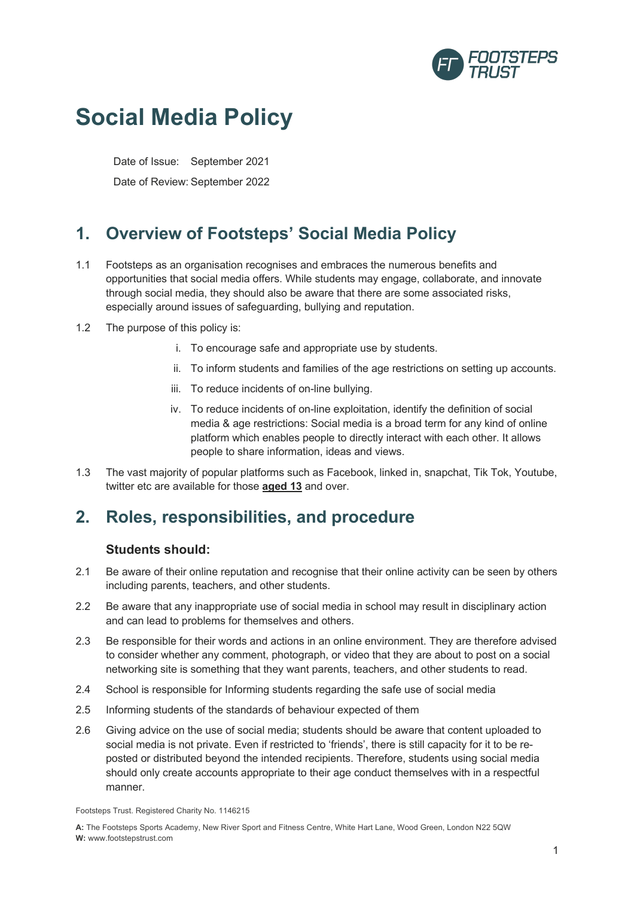# Social Media Policy

Date of Issue: September 2021

Date of Review: September 2022

## 1. Overview of Footsteps' Social Media Policy

1.1 Footsteps as an organisation recognises and embraces the numerous benefits and opportunities that social media offers. While students may engage, collaborate, and innovate through social media, they should also be aware that there are some associated risks, especially around issues of safeguarding, bullying and reputation.

1.2 The purpose of this policy is:

i. To encourage safe and appropriate use by students.

ii. To inform students and families of the age restrictions on setting up accounts.

iii. To reduce incidents of on-line bullying.

iv. To reduce incidents of on-line exploitation, identify the definition of social media & age restrictions: Social media is a broad term for any kind of online platform which enables people to directly interact with each other. It allows people to share information, ideas and views.

1.3 The vast majority of popular platforms such as Facebook, linked in, snapchat, Tik Tok, Youtube, twitter etc are available for those **aged 13** and over.

## 2. Roles, responsibilities, and procedure

### Students should:

2.1 Be aware of their online reputation and recognise that their online activity can be seen by others including parents, teachers, and other students.

2.2 Be aware that any inappropriate use of social media in school may result in disciplinary action and can lead to problems for themselves and others.

2.3 Be responsible for their words and actions in an online environment. They are therefore advised to consider whether any comment, photograph, or video that they are about to post on a social networking site is something that they want parents, teachers, and other students to read.

2.4 School is responsible for Informing students regarding the safe use of social media

2.5 Informing students of the standards of behaviour expected of them

2.6 Giving advice on the use of social media; students should be aware that content uploaded to social media is not private. Even if restricted to 'friends', there is still capacity for it to be re-posted or distributed beyond the intended recipients. Therefore, students using social media should only create accounts appropriate to their age conduct themselves with in a respectful manner.

Footsteps Trust. Registered Charity No. 1146215

**A:** The Footsteps Sports Academy, New River Sport and Fitness Centre, White Hart Lane, Wood Green, London N22 5QW
**W:** www.footstepstrust.com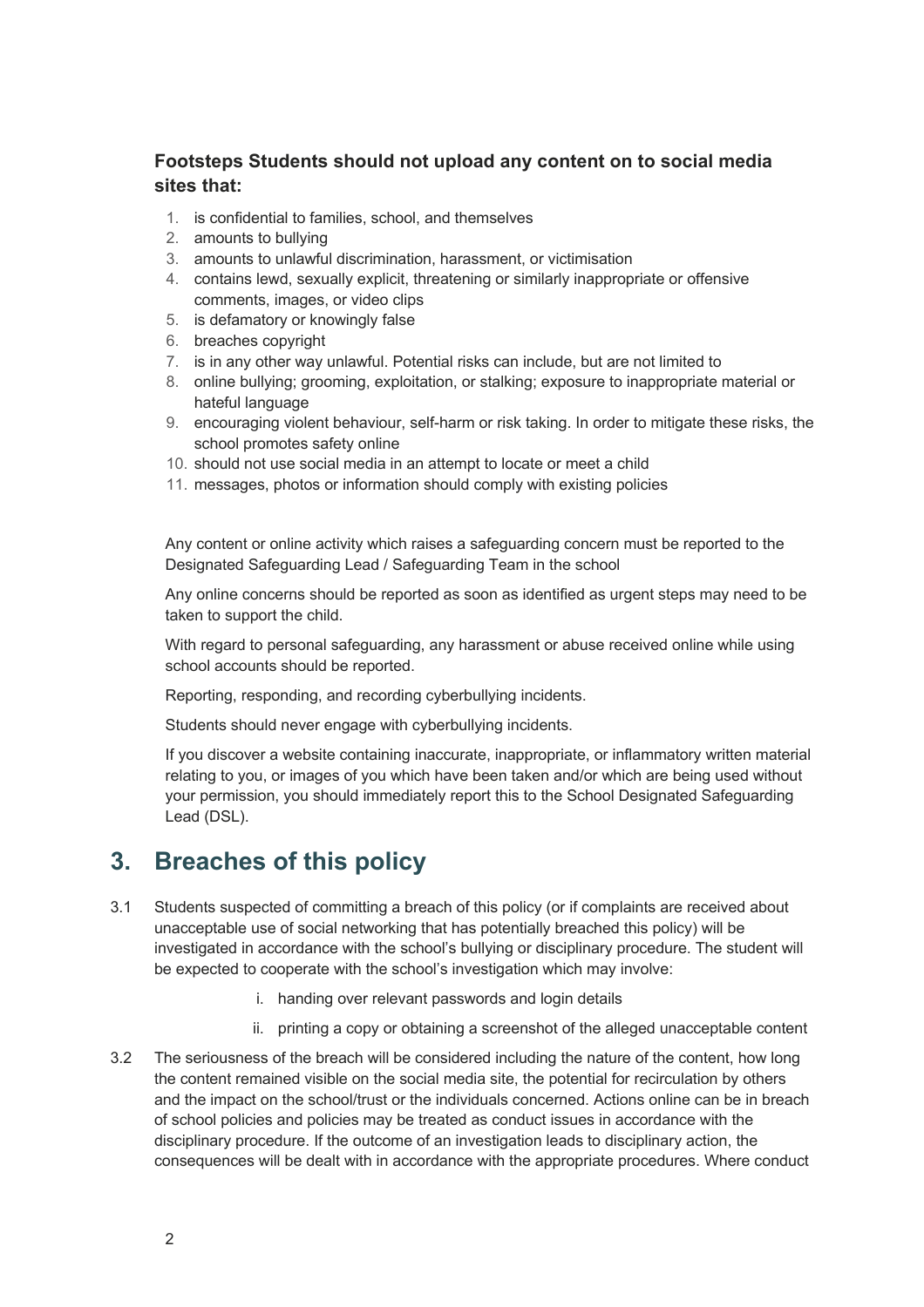**Footsteps Students should not upload any content on to social media sites that:**

1. is confidential to families, school, and themselves
2. amounts to bullying
3. amounts to unlawful discrimination, harassment, or victimisation
4. contains lewd, sexually explicit, threatening or similarly inappropriate or offensive comments, images, or video clips
5. is defamatory or knowingly false
6. breaches copyright
7. is in any other way unlawful. Potential risks can include, but are not limited to
8. online bullying; grooming, exploitation, or stalking; exposure to inappropriate material or hateful language
9. encouraging violent behaviour, self-harm or risk taking. In order to mitigate these risks, the school promotes safety online
10. should not use social media in an attempt to locate or meet a child
11. messages, photos or information should comply with existing policies

Any content or online activity which raises a safeguarding concern must be reported to the Designated Safeguarding Lead / Safeguarding Team in the school

Any online concerns should be reported as soon as identified as urgent steps may need to be taken to support the child.

With regard to personal safeguarding, any harassment or abuse received online while using school accounts should be reported.

Reporting, responding, and recording cyberbullying incidents.

Students should never engage with cyberbullying incidents.

If you discover a website containing inaccurate, inappropriate, or inflammatory written material relating to you, or images of you which have been taken and/or which are being used without your permission, you should immediately report this to the School Designated Safeguarding Lead (DSL).

## 3. Breaches of this policy

3.1 Students suspected of committing a breach of this policy (or if complaints are received about unacceptable use of social networking that has potentially breached this policy) will be investigated in accordance with the school's bullying or disciplinary procedure. The student will be expected to cooperate with the school's investigation which may involve:

   i. handing over relevant passwords and login details

   ii. printing a copy or obtaining a screenshot of the alleged unacceptable content

3.2 The seriousness of the breach will be considered including the nature of the content, how long the content remained visible on the social media site, the potential for recirculation by others and the impact on the school/trust or the individuals concerned. Actions online can be in breach of school policies and policies may be treated as conduct issues in accordance with the disciplinary procedure. If the outcome of an investigation leads to disciplinary action, the consequences will be dealt with in accordance with the appropriate procedures. Where conduct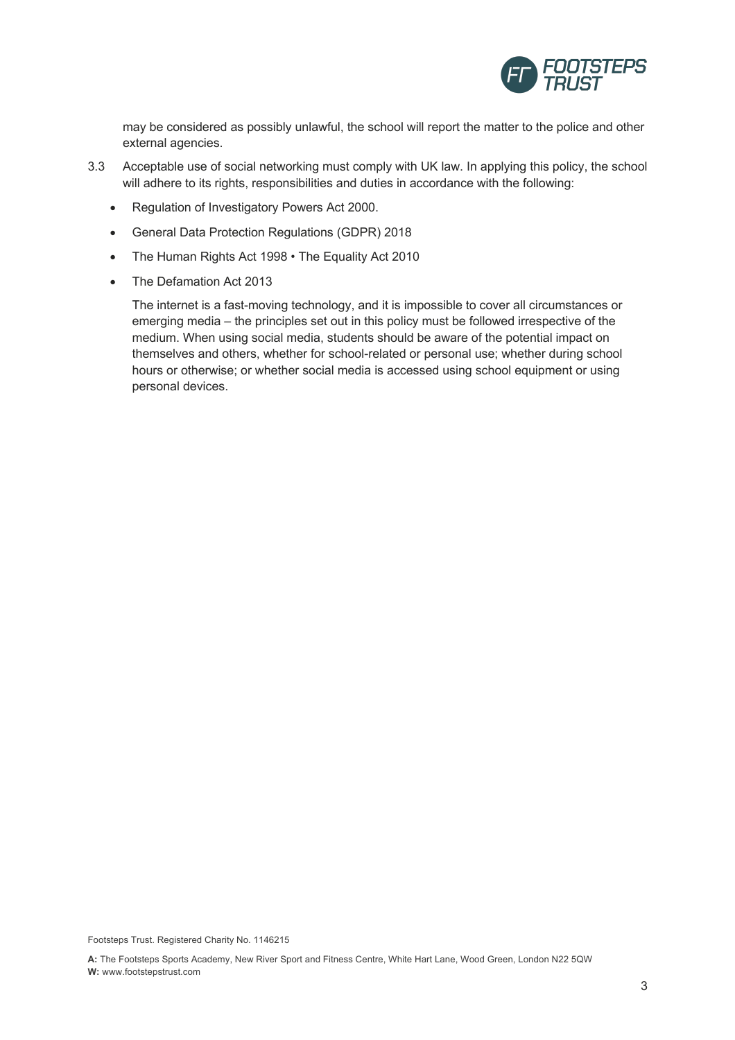may be considered as possibly unlawful, the school will report the matter to the police and other external agencies.

3.3 Acceptable use of social networking must comply with UK law. In applying this policy, the school will adhere to its rights, responsibilities and duties in accordance with the following:

- Regulation of Investigatory Powers Act 2000.
- General Data Protection Regulations (GDPR) 2018
- The Human Rights Act 1998 • The Equality Act 2010
- The Defamation Act 2013

The internet is a fast-moving technology, and it is impossible to cover all circumstances or emerging media – the principles set out in this policy must be followed irrespective of the medium. When using social media, students should be aware of the potential impact on themselves and others, whether for school-related or personal use; whether during school hours or otherwise; or whether social media is accessed using school equipment or using personal devices.